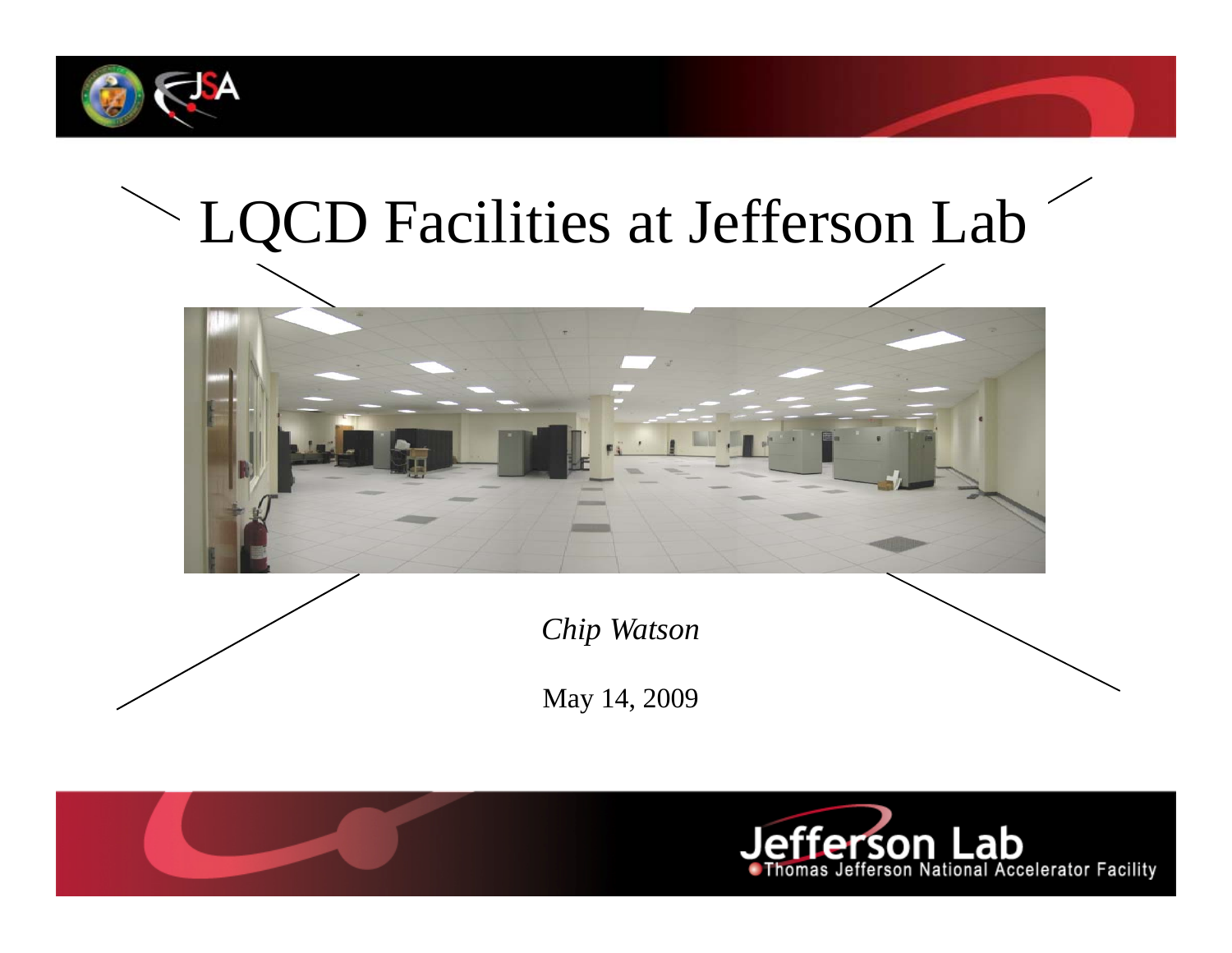# LQCD Facilities at Jefferson Lab

*Chip Watson*

May 14, 2009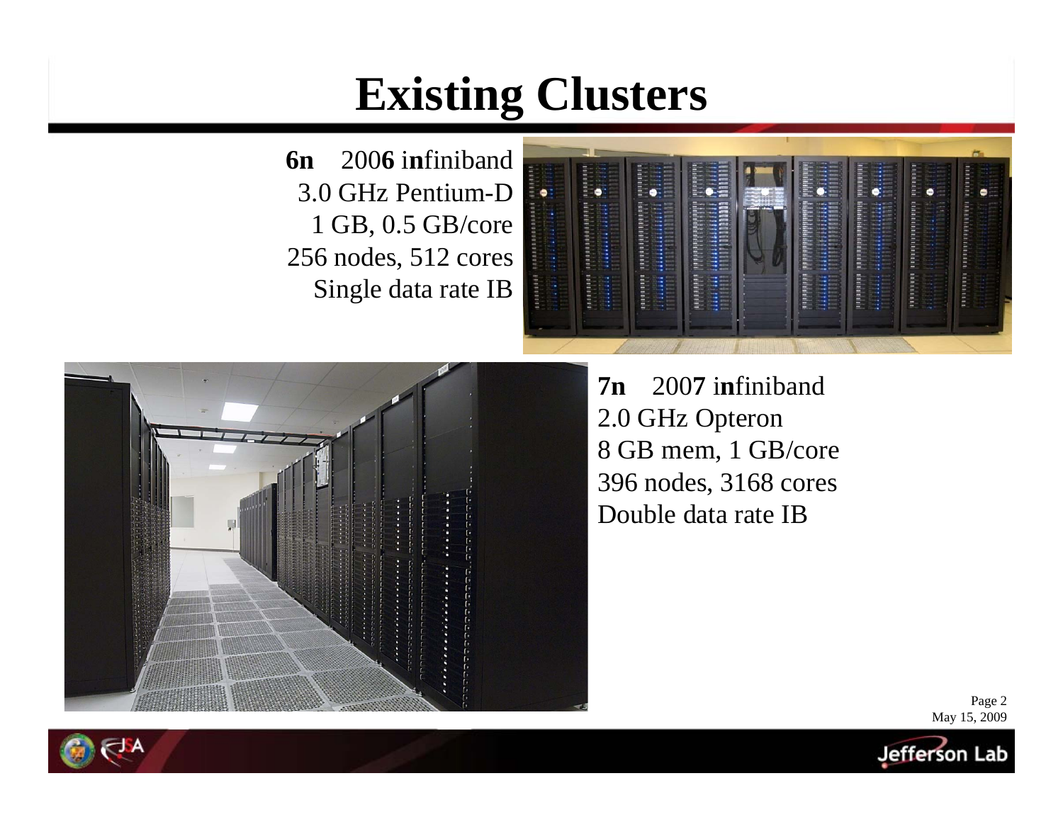# Existing Clusters

**6n** 200**6** i**n**finiband
3.0 GHz Pentium-D
1 GB, 0.5 GB/core
256 nodes, 512 cores
Single data rate IB

**7n** 200**7** i**n**finiband
2.0 GHz Opteron
8 GB mem, 1 GB/core
396 nodes, 3168 cores
Double data rate IB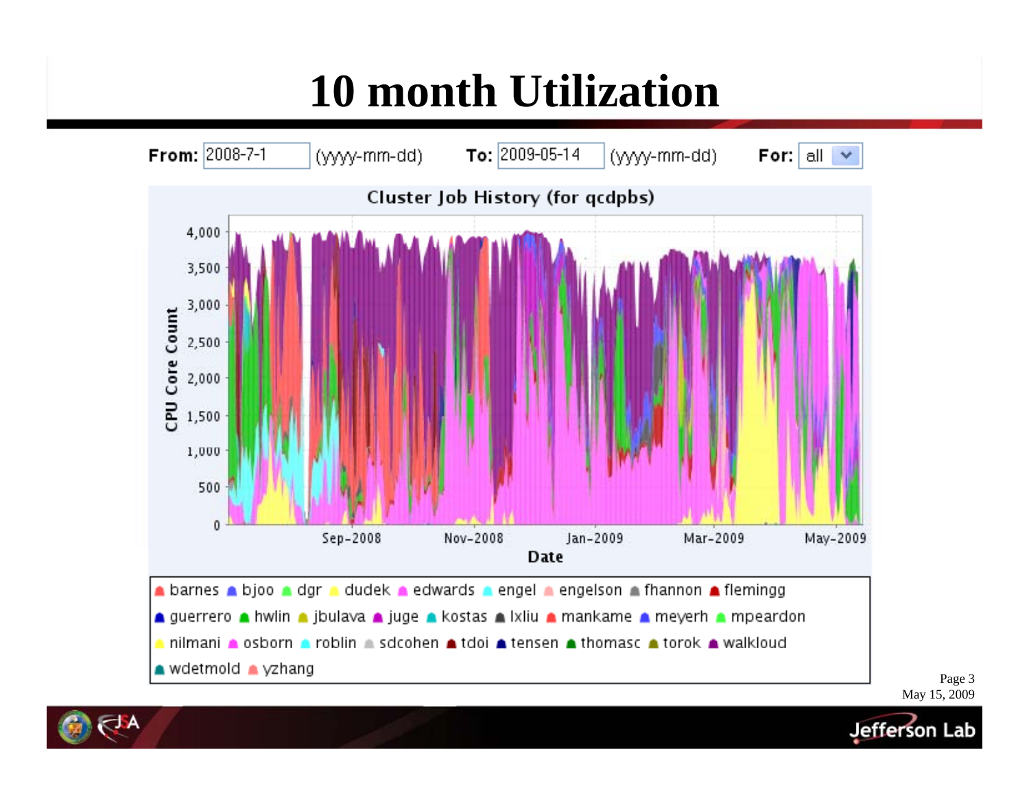# 10 month Utilization

**From:** 2008-7-1 (yyyy-mm-dd) **To:** 2009-05-14 (yyyy-mm-dd) **For:** all

Cluster Job History (for qcdpbs)

CPU Core Count

Date

barnes, bjoo, dgr, dudek, edwards, engel, engelson, fhannon, flemingg, guerrero, hwlin, jbulava, juge, kostas, lxliu, mankame, meyerh, mpeardon, nilmani, osborn, roblin, sdcohen, tdoi, tensen, thomasc, torok, walkloud, wdetmold, yzhang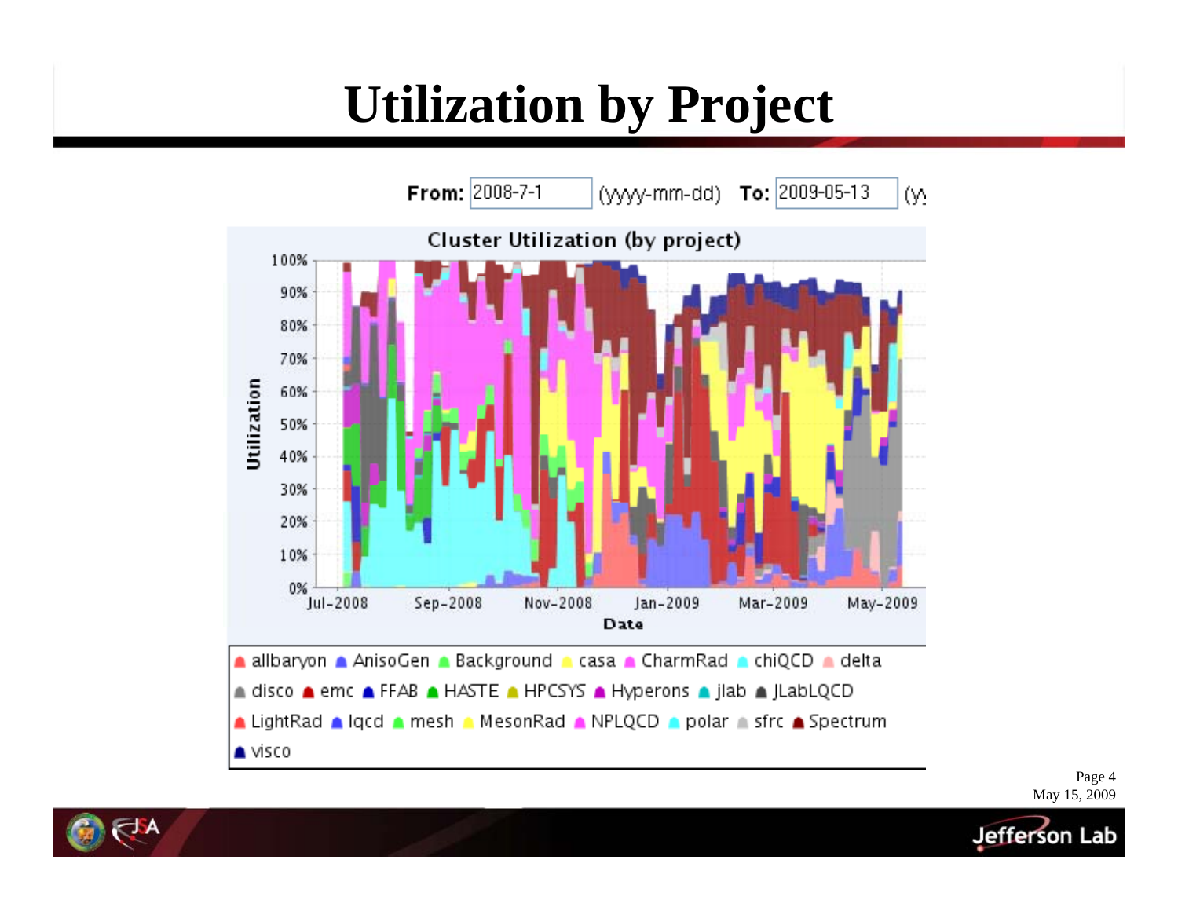# Utilization by Project

From: 2008-7-1 (yyyy-mm-dd) To: 2009-05-13

**Cluster Utilization (by project)**

Utilization: 0%, 10%, 20%, 30%, 40%, 50%, 60%, 70%, 80%, 90%, 100%

Date: Jul-2008, Sep-2008, Nov-2008, Jan-2009, Mar-2009, May-2009

allbaryon, AnisoGen, Background, casa, CharmRad, chiQCD, delta, disco, emc, FFAB, HASTE, HPCSYS, Hyperons, jlab, JLabLQCD, LightRad, lqcd, mesh, MesonRad, NPLQCD, polar, sfrc, Spectrum, visco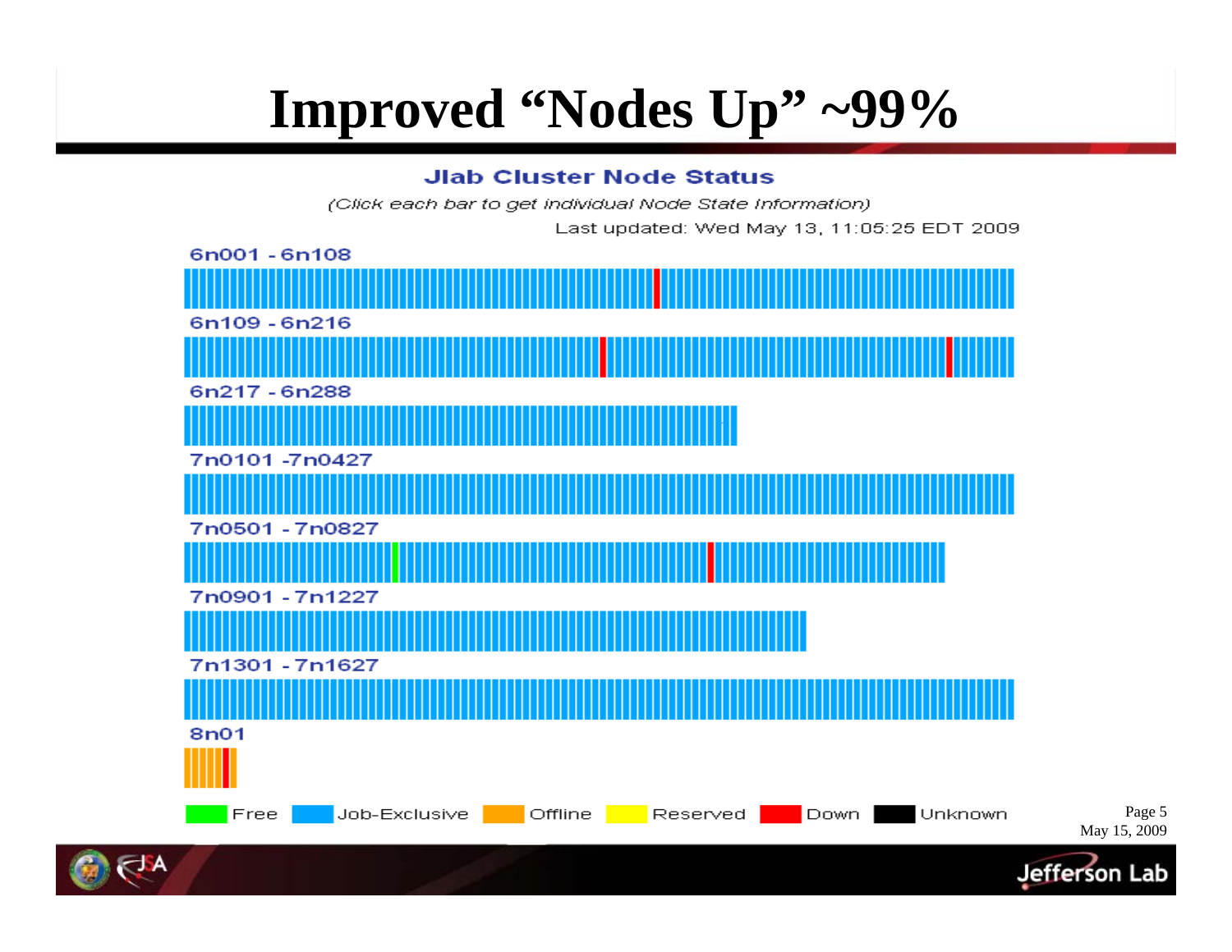# Improved "Nodes Up" ~99%

**Jlab Cluster Node Status**

*(Click each bar to get individual Node State Information)*

Last updated: Wed May 13, 11:05:25 EDT 2009

6n001 - 6n108

6n109 - 6n216

6n217 - 6n288

7n0101 -7n0427

7n0501 - 7n0827

7n0901 - 7n1227

7n1301 - 7n1627

8n01

Free | Job-Exclusive | Offline | Reserved | Down | Unknown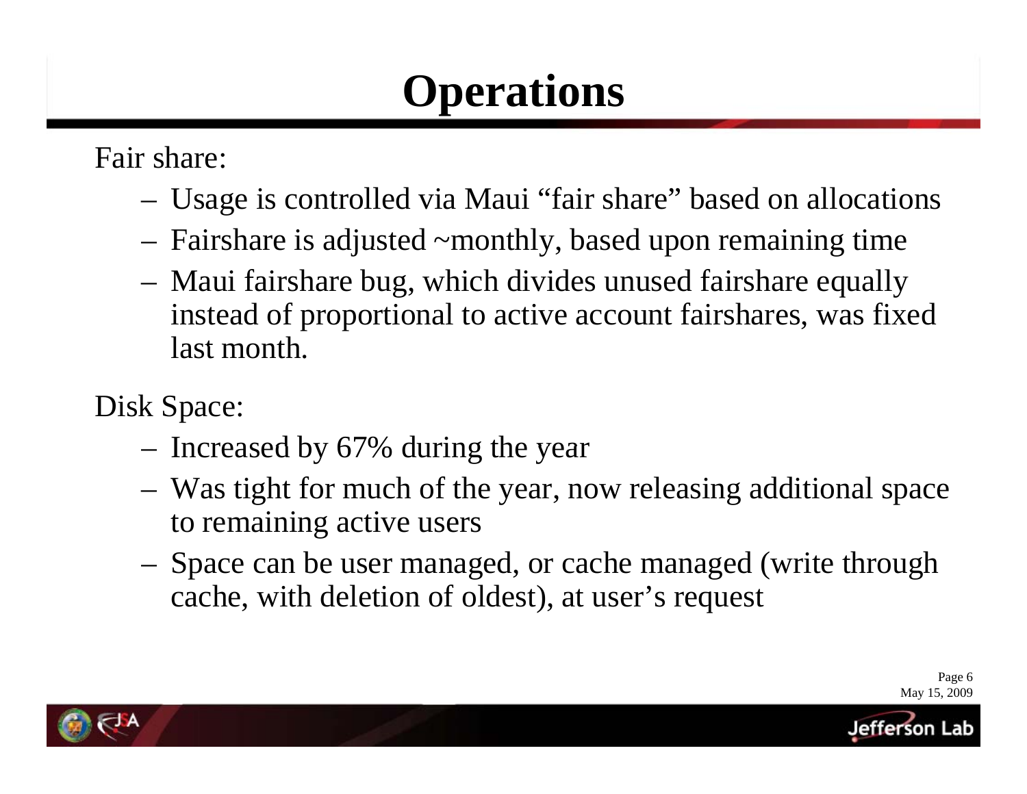# Operations

Fair share:

- Usage is controlled via Maui “fair share” based on allocations
- Fairshare is adjusted ~monthly, based upon remaining time
- Maui fairshare bug, which divides unused fairshare equally instead of proportional to active account fairshares, was fixed last month.

Disk Space:

- Increased by 67% during the year
- Was tight for much of the year, now releasing additional space to remaining active users
- Space can be user managed, or cache managed (write through cache, with deletion of oldest), at user’s request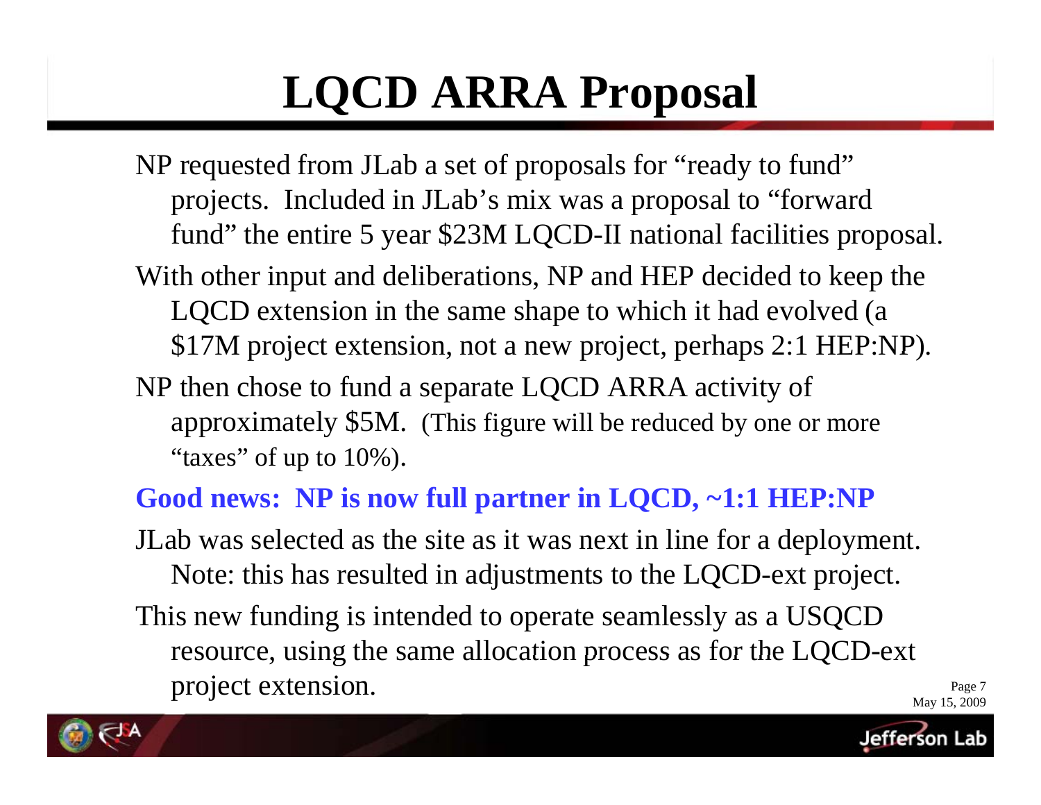# LQCD ARRA Proposal

NP requested from JLab a set of proposals for "ready to fund" projects. Included in JLab's mix was a proposal to "forward fund" the entire 5 year $23M LQCD-II national facilities proposal.

With other input and deliberations, NP and HEP decided to keep the LQCD extension in the same shape to which it had evolved (a $17M project extension, not a new project, perhaps 2:1 HEP:NP).

NP then chose to fund a separate LQCD ARRA activity of approximately $5M. (This figure will be reduced by one or more "taxes" of up to 10%).

**Good news: NP is now full partner in LQCD, ~1:1 HEP:NP**

JLab was selected as the site as it was next in line for a deployment. Note: this has resulted in adjustments to the LQCD-ext project.

This new funding is intended to operate seamlessly as a USQCD resource, using the same allocation process as for the LQCD-ext project extension.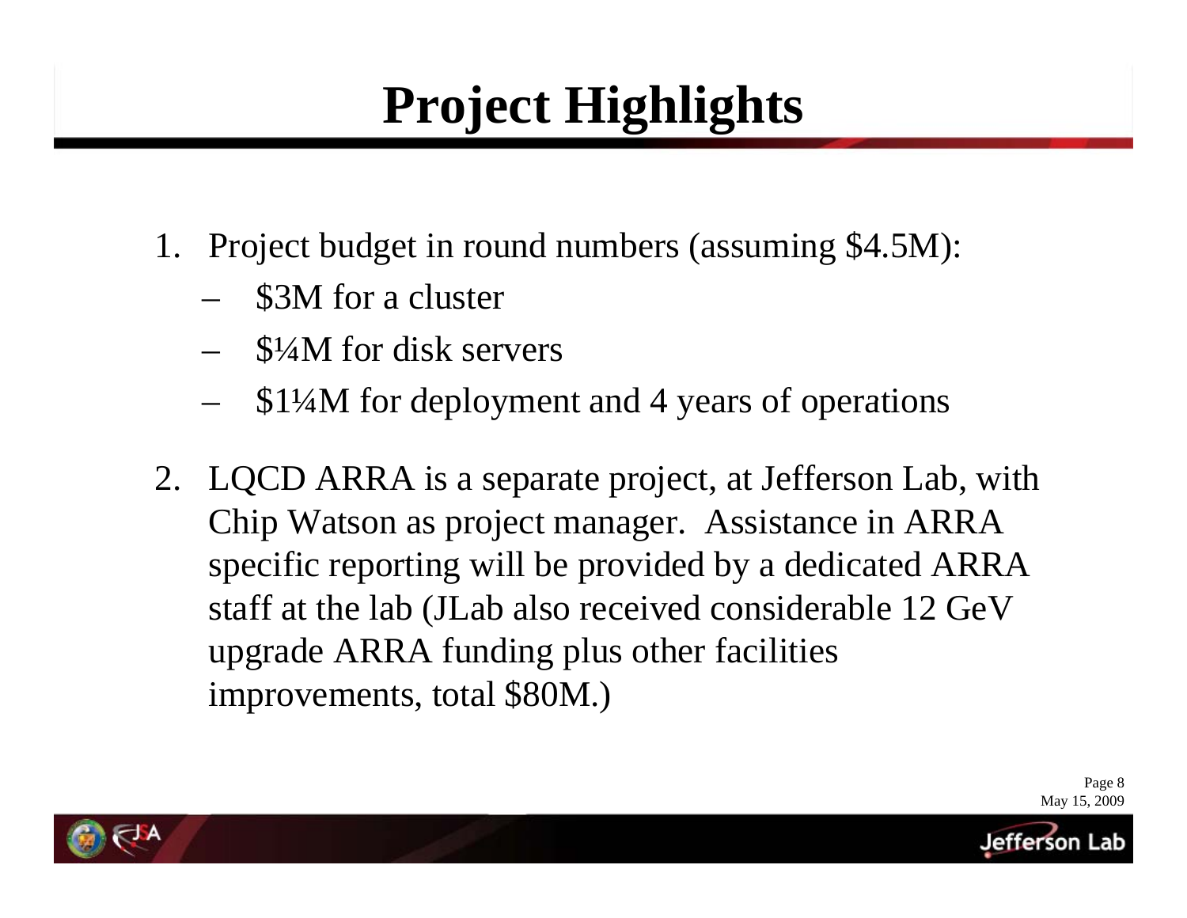# Project Highlights

1. Project budget in round numbers (assuming $4.5M):
   - $3M for a cluster
   - $¼M for disk servers
   - $1¼M for deployment and 4 years of operations
2. LQCD ARRA is a separate project, at Jefferson Lab, with Chip Watson as project manager. Assistance in ARRA specific reporting will be provided by a dedicated ARRA staff at the lab (JLab also received considerable 12 GeV upgrade ARRA funding plus other facilities improvements, total $80M.)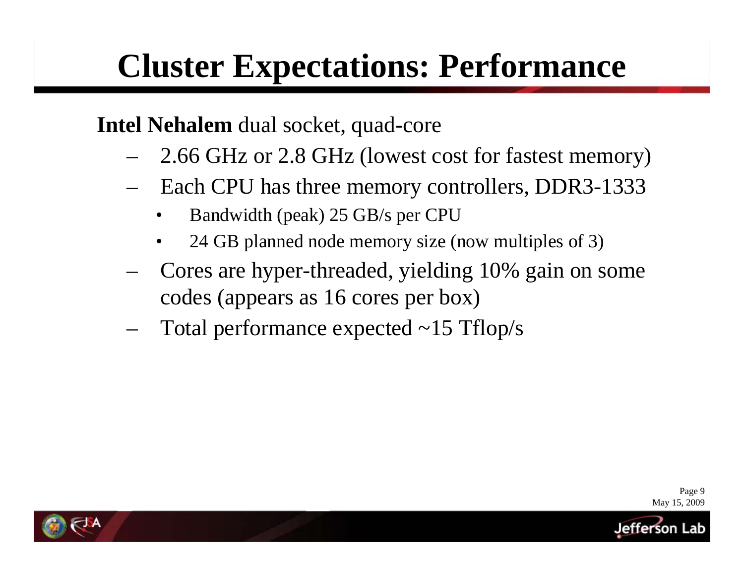# Cluster Expectations: Performance

**Intel Nehalem** dual socket, quad-core

- 2.66 GHz or 2.8 GHz (lowest cost for fastest memory)
- Each CPU has three memory controllers, DDR3-1333
  - Bandwidth (peak) 25 GB/s per CPU
  - 24 GB planned node memory size (now multiples of 3)
- Cores are hyper-threaded, yielding 10% gain on some codes (appears as 16 cores per box)
- Total performance expected ~15 Tflop/s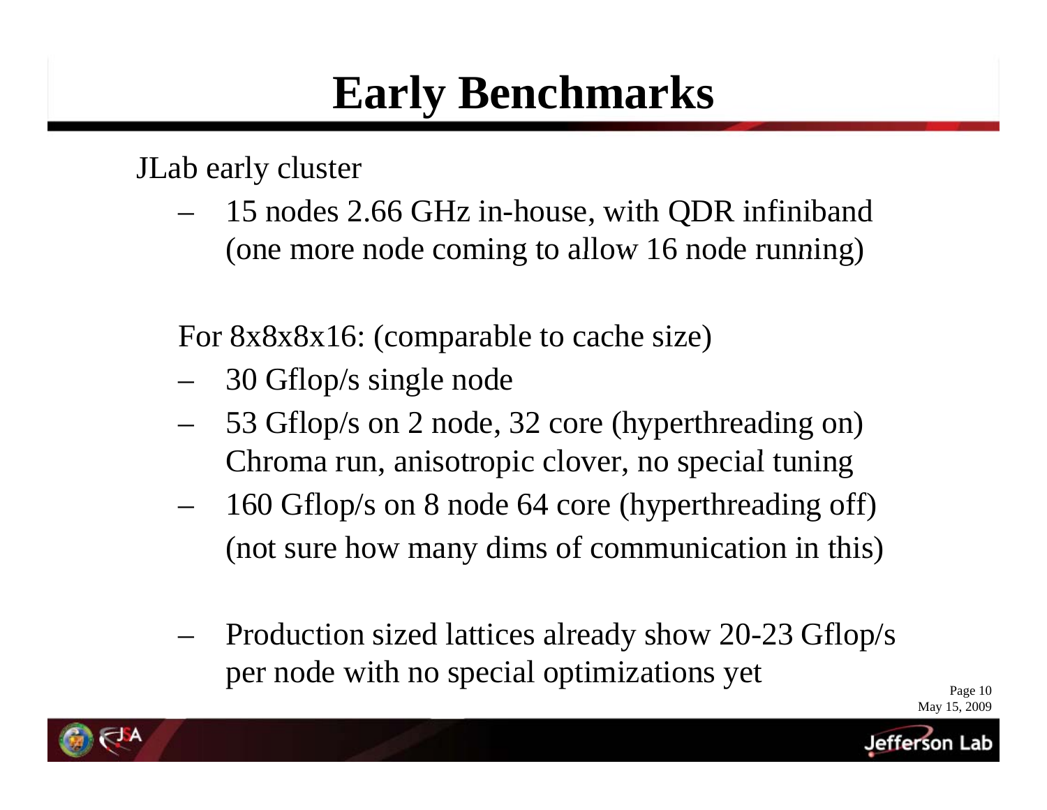# Early Benchmarks

JLab early cluster

- 15 nodes 2.66 GHz in-house, with QDR infiniband (one more node coming to allow 16 node running)

For 8x8x8x16: (comparable to cache size)

- 30 Gflop/s single node
- 53 Gflop/s on 2 node, 32 core (hyperthreading on) Chroma run, anisotropic clover, no special tuning
- 160 Gflop/s on 8 node 64 core (hyperthreading off) (not sure how many dims of communication in this)

- Production sized lattices already show 20-23 Gflop/s per node with no special optimizations yet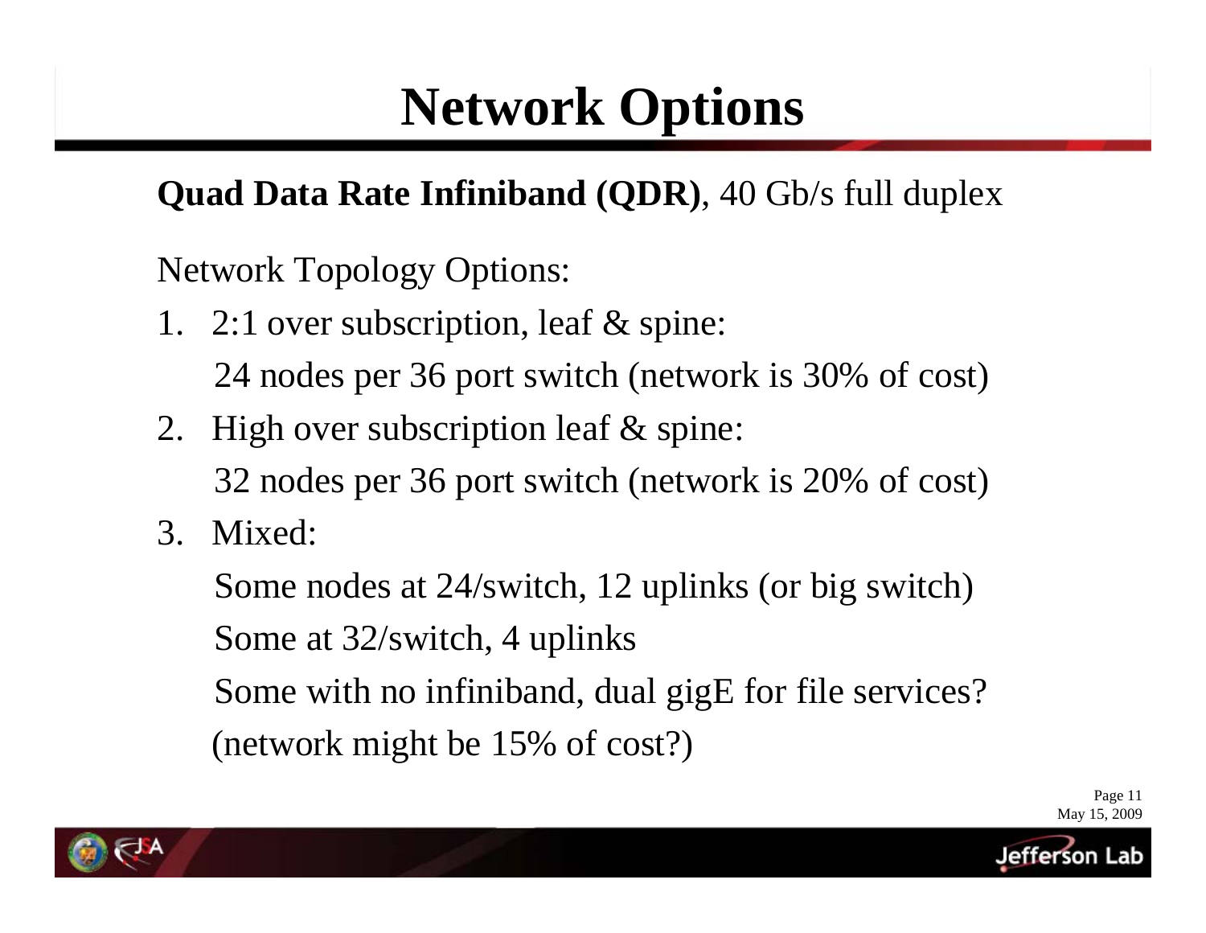# Network Options

**Quad Data Rate Infiniband (QDR)**, 40 Gb/s full duplex

Network Topology Options:

1. 2:1 over subscription, leaf & spine:
   24 nodes per 36 port switch (network is 30% of cost)
2. High over subscription leaf & spine:
   32 nodes per 36 port switch (network is 20% of cost)
3. Mixed:
   Some nodes at 24/switch, 12 uplinks (or big switch)
   Some at 32/switch, 4 uplinks
   Some with no infiniband, dual gigE for file services?
   (network might be 15% of cost?)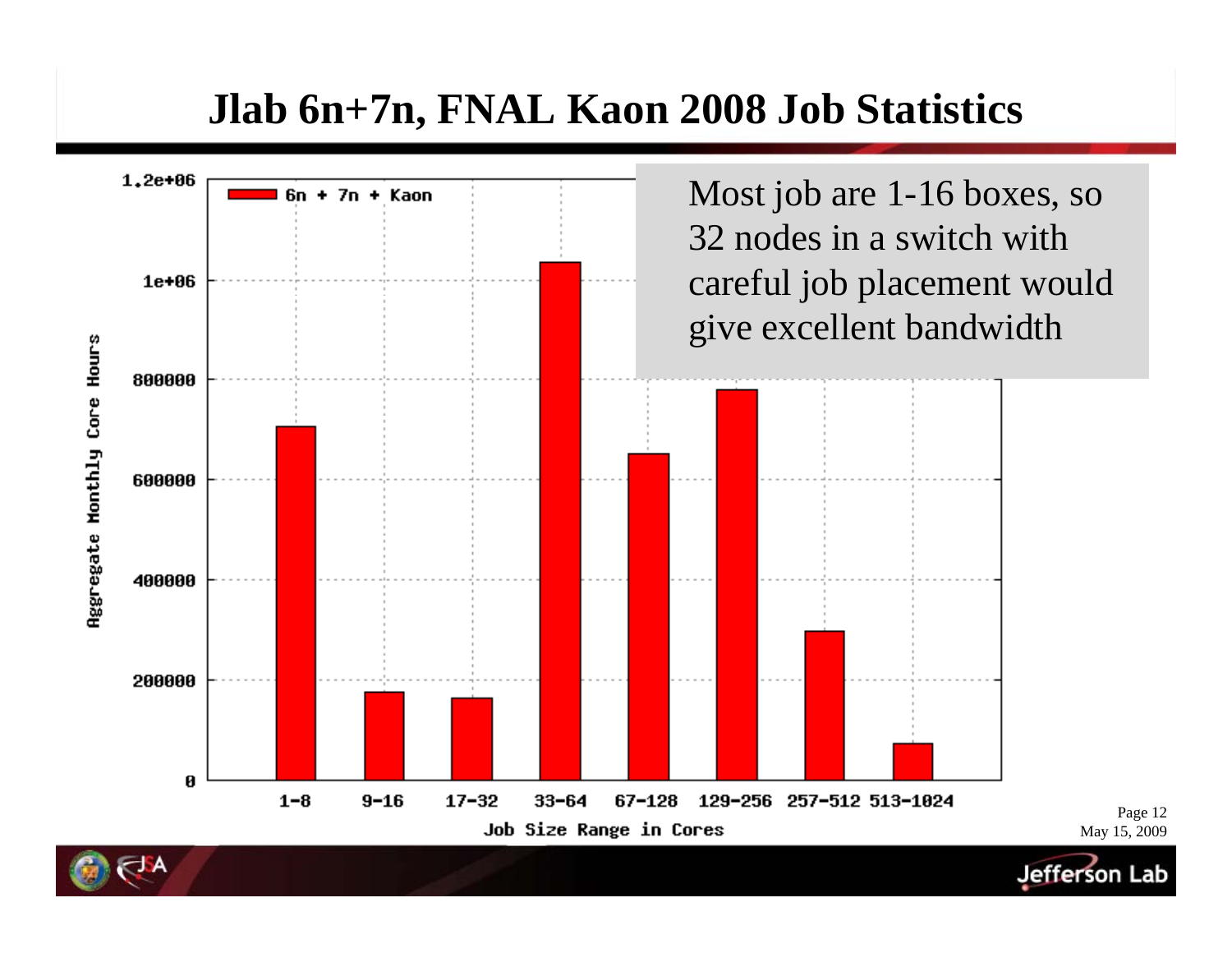# Jlab 6n+7n, FNAL Kaon 2008 Job Statistics

Most job are 1-16 boxes, so 32 nodes in a switch with careful job placement would give excellent bandwidth

| Job Size Range in Cores | Aggregate Monthly Core Hours (6n + 7n + Kaon) |
|---|---|
| 1-8 | ~700000 |
| 9-16 | ~175000 |
| 17-32 | ~165000 |
| 33-64 | ~1035000 |
| 67-128 | ~650000 |
| 129-256 | ~780000 |
| 257-512 | ~295000 |
| 513-1024 | ~75000 |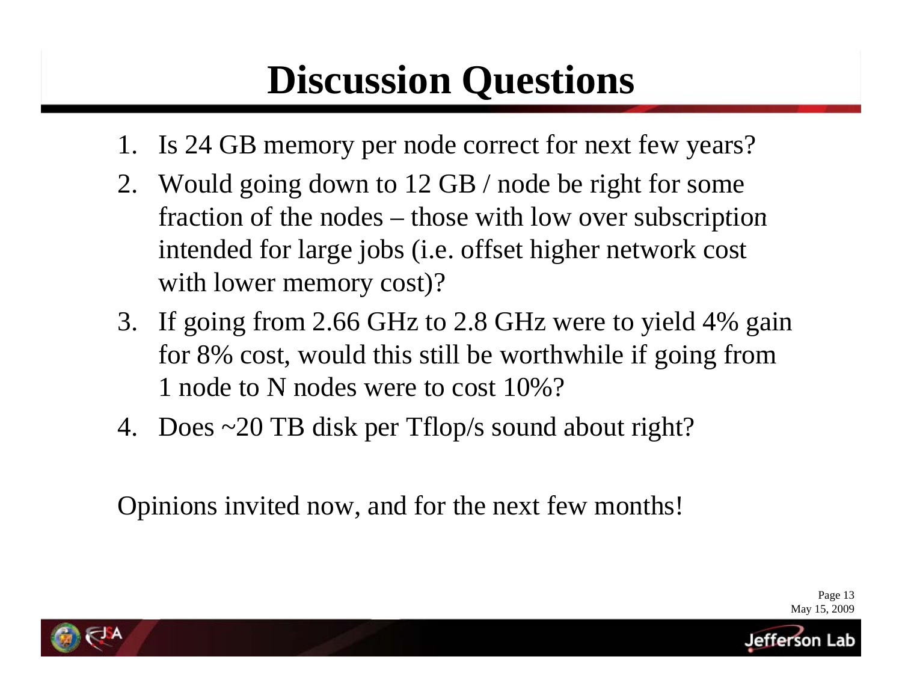# Discussion Questions

1. Is 24 GB memory per node correct for next few years?
2. Would going down to 12 GB / node be right for some fraction of the nodes – those with low over subscription intended for large jobs (i.e. offset higher network cost with lower memory cost)?
3. If going from 2.66 GHz to 2.8 GHz were to yield 4% gain for 8% cost, would this still be worthwhile if going from 1 node to N nodes were to cost 10%?
4. Does ~20 TB disk per Tflop/s sound about right?

Opinions invited now, and for the next few months!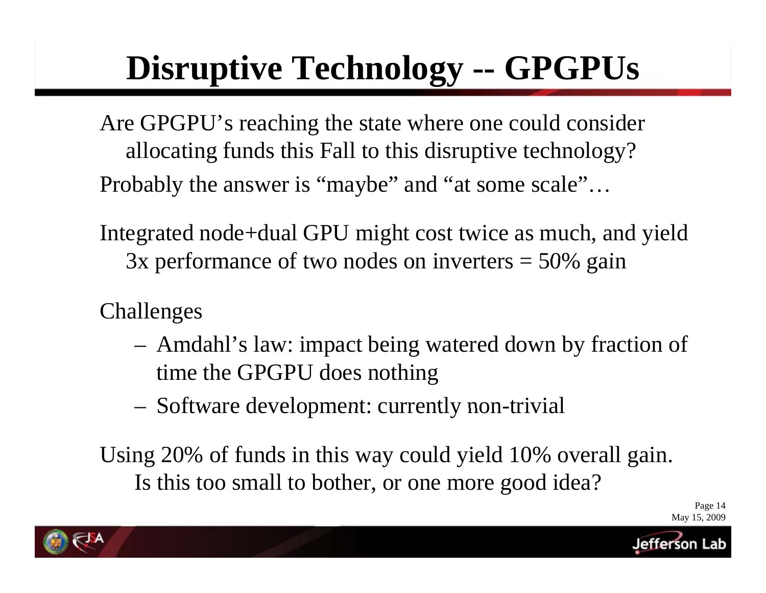# Disruptive Technology -- GPGPUs

Are GPGPU's reaching the state where one could consider allocating funds this Fall to this disruptive technology?

Probably the answer is "maybe" and "at some scale"…

Integrated node+dual GPU might cost twice as much, and yield 3x performance of two nodes on inverters = 50% gain

Challenges

- Amdahl's law: impact being watered down by fraction of time the GPGPU does nothing
- Software development: currently non-trivial

Using 20% of funds in this way could yield 10% overall gain. Is this too small to bother, or one more good idea?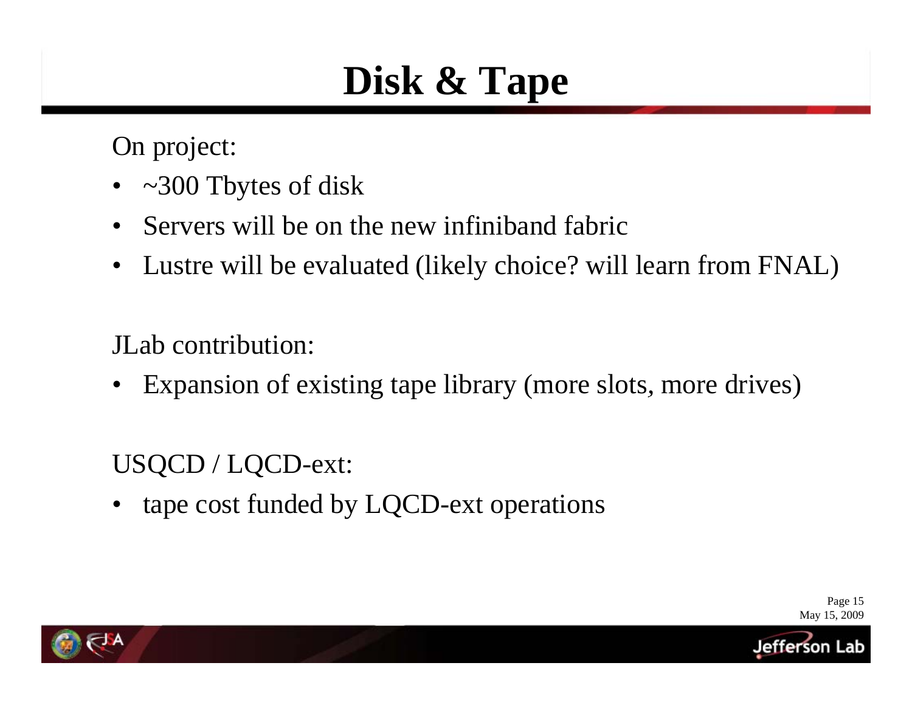# Disk & Tape

On project:

- ~300 Tbytes of disk
- Servers will be on the new infiniband fabric
- Lustre will be evaluated (likely choice? will learn from FNAL)

JLab contribution:

- Expansion of existing tape library (more slots, more drives)

USQCD / LQCD-ext:

- tape cost funded by LQCD-ext operations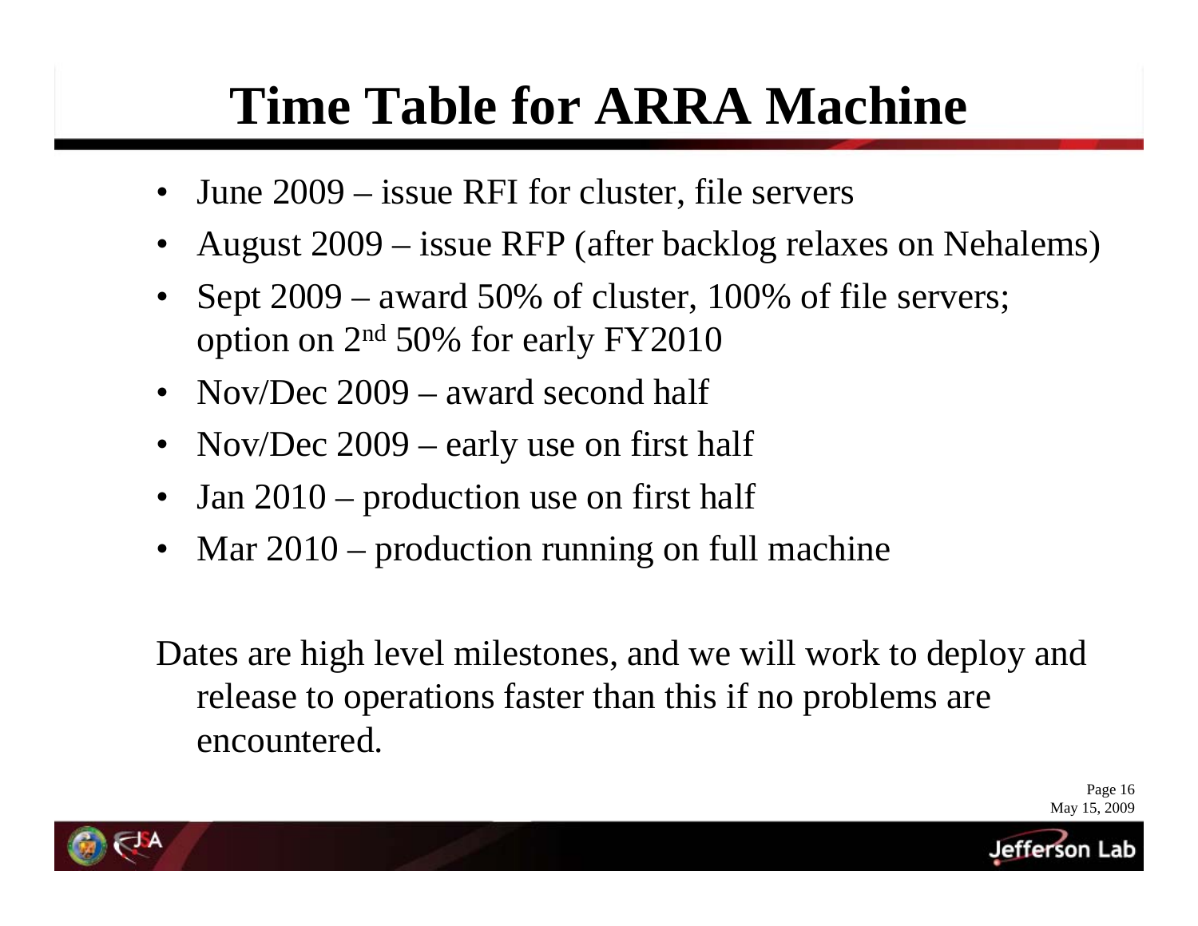# Time Table for ARRA Machine

- June 2009 – issue RFI for cluster, file servers
- August 2009 – issue RFP (after backlog relaxes on Nehalems)
- Sept 2009 – award 50% of cluster, 100% of file servers; option on 2nd 50% for early FY2010
- Nov/Dec 2009 – award second half
- Nov/Dec 2009 – early use on first half
- Jan 2010 – production use on first half
- Mar 2010 – production running on full machine

Dates are high level milestones, and we will work to deploy and release to operations faster than this if no problems are encountered.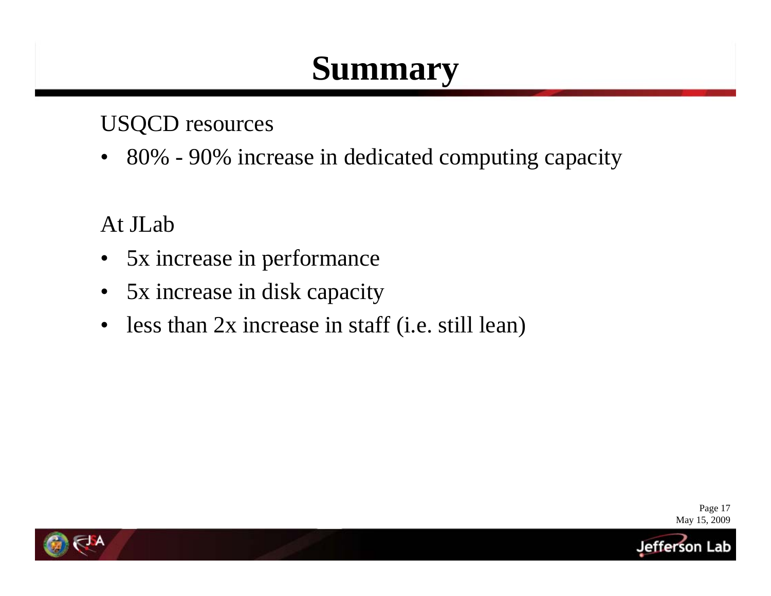# Summary

USQCD resources

- 80% - 90% increase in dedicated computing capacity

At JLab

- 5x increase in performance
- 5x increase in disk capacity
- less than 2x increase in staff (i.e. still lean)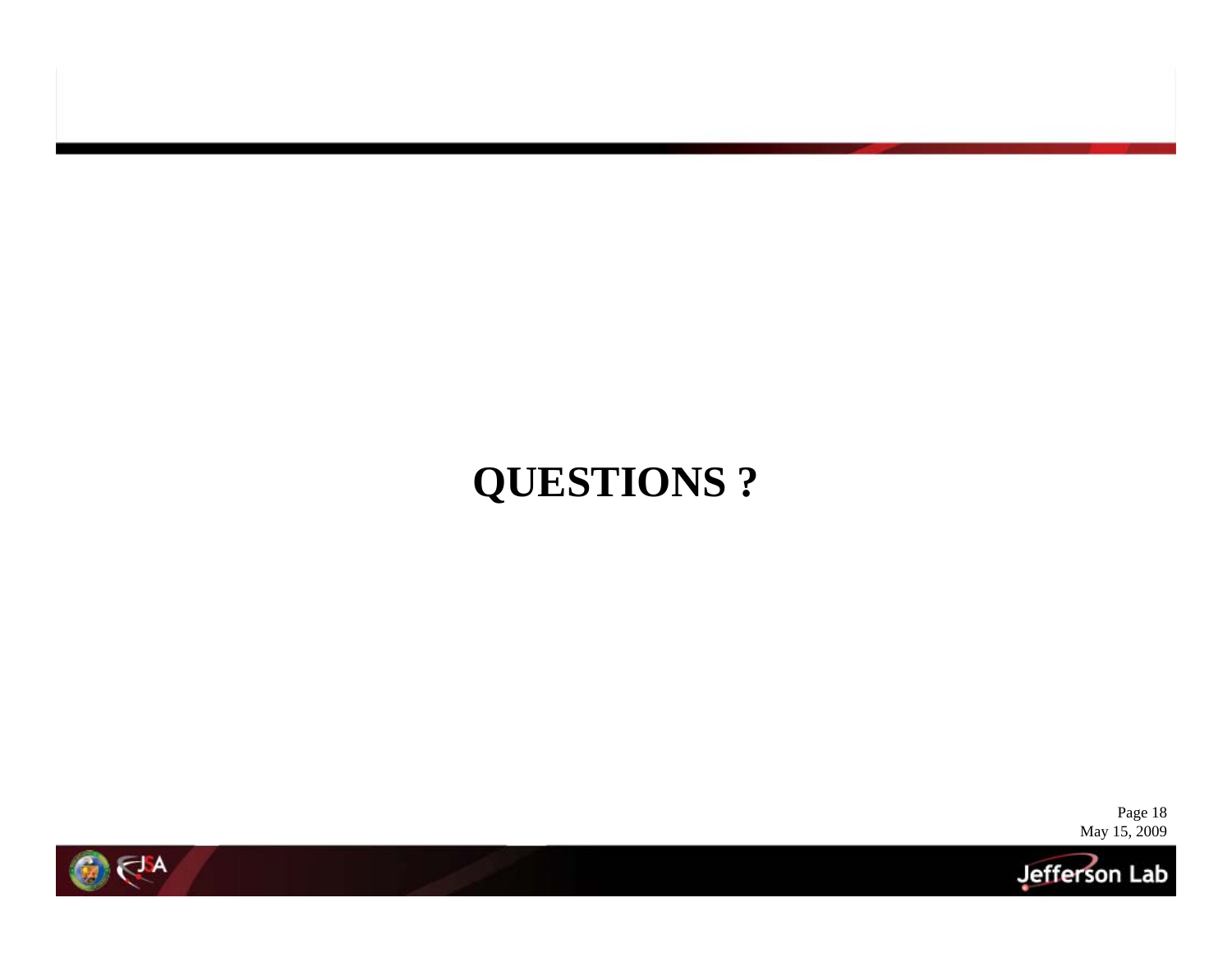# QUESTIONS ?